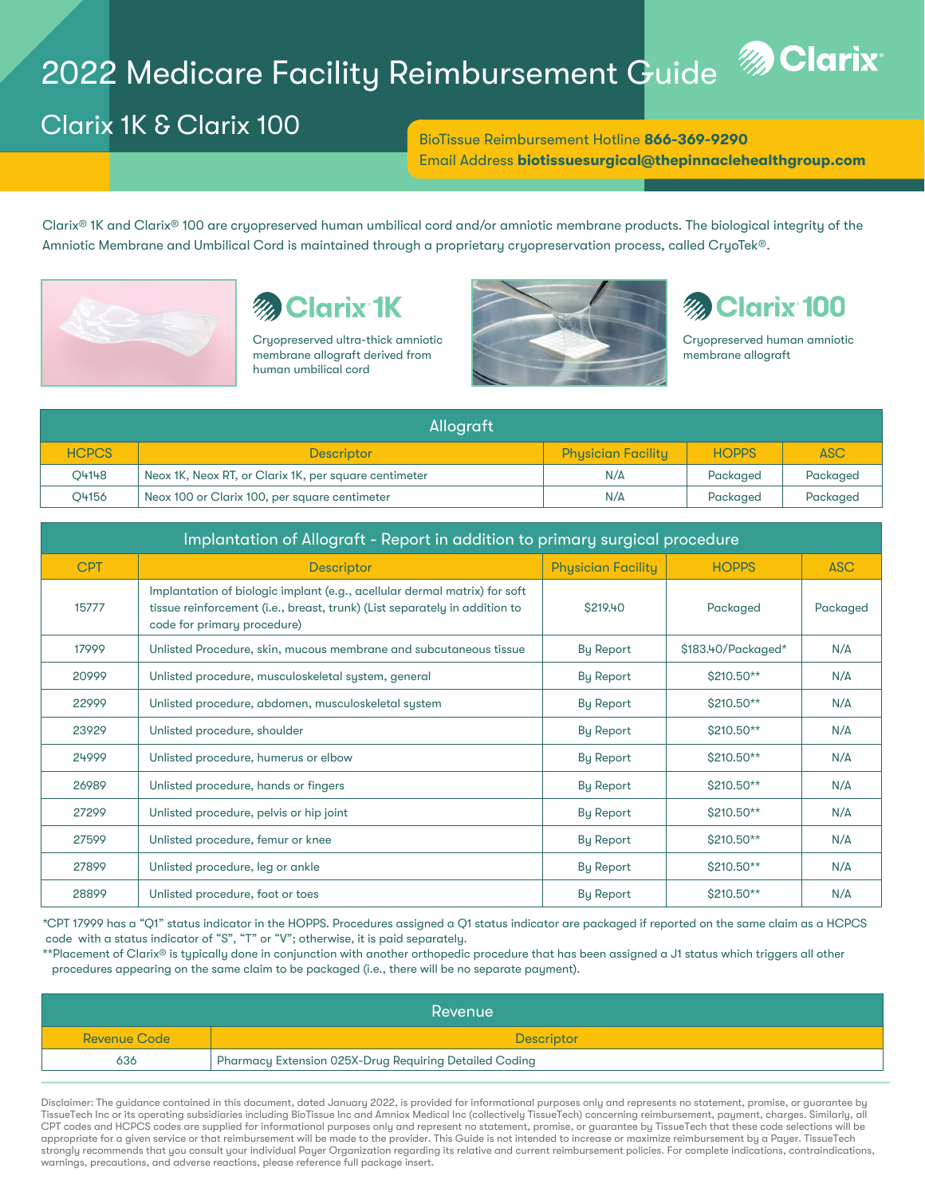# 2022 Medicare Facility Reimbursement Guide

## Clarix 1K & Clarix 100

BioTissue Reimbursement Hotline **866-369-9290**
Email Address **biotissuesurgical@thepinnaclehealthgroup.com**

Clarix® 1K and Clarix® 100 are cryopreserved human umbilical cord and/or amniotic membrane products. The biological integrity of the Amniotic Membrane and Umbilical Cord is maintained through a proprietary cryopreservation process, called CryoTek®.

**Clarix 1K**

Cryopreserved ultra-thick amniotic membrane allograft derived from human umbilical cord

**Clarix 100**

Cryopreserved human amniotic membrane allograft

### Allograft

| HCPCS | Descriptor | Physician Facility | HOPPS | ASC |
|---|---|---|---|---|
| Q4148 | Neox 1K, Neox RT, or Clarix 1K, per square centimeter | N/A | Packaged | Packaged |
| Q4156 | Neox 100 or Clarix 100, per square centimeter | N/A | Packaged | Packaged |

### Implantation of Allograft - Report in addition to primary surgical procedure

| CPT | Descriptor | Physician Facility | HOPPS | ASC |
|---|---|---|---|---|
| 15777 | Implantation of biologic implant (e.g., acellular dermal matrix) for soft tissue reinforcement (i.e., breast, trunk) (List separately in addition to code for primary procedure) | $219.40 | Packaged | Packaged |
| 17999 | Unlisted Procedure, skin, mucous membrane and subcutaneous tissue | By Report | $183.40/Packaged* | N/A |
| 20999 | Unlisted procedure, musculoskeletal system, general | By Report | $210.50** | N/A |
| 22999 | Unlisted procedure, abdomen, musculoskeletal system | By Report | $210.50** | N/A |
| 23929 | Unlisted procedure, shoulder | By Report | $210.50** | N/A |
| 24999 | Unlisted procedure, humerus or elbow | By Report | $210.50** | N/A |
| 26989 | Unlisted procedure, hands or fingers | By Report | $210.50** | N/A |
| 27299 | Unlisted procedure, pelvis or hip joint | By Report | $210.50** | N/A |
| 27599 | Unlisted procedure, femur or knee | By Report | $210.50** | N/A |
| 27899 | Unlisted procedure, leg or ankle | By Report | $210.50** | N/A |
| 28899 | Unlisted procedure, foot or toes | By Report | $210.50** | N/A |

*CPT 17999 has a "Q1" status indicator in the HOPPS. Procedures assigned a Q1 status indicator are packaged if reported on the same claim as a HCPCS code with a status indicator of "S", "T" or "V"; otherwise, it is paid separately.

**Placement of Clarix® is typically done in conjunction with another orthopedic procedure that has been assigned a J1 status which triggers all other procedures appearing on the same claim to be packaged (i.e., there will be no separate payment).

### Revenue

| Revenue Code | Descriptor |
|---|---|
| 636 | Pharmacy Extension 025X-Drug Requiring Detailed Coding |

Disclaimer: The guidance contained in this document, dated January 2022, is provided for informational purposes only and represents no statement, promise, or guarantee by TissueTech Inc or its operating subsidiaries including BioTissue Inc and Amniox Medical Inc (collectively TissueTech) concerning reimbursement, payment, charges. Similarly, all CPT codes and HCPCS codes are supplied for informational purposes only and represent no statement, promise, or guarantee by TissueTech that these code selections will be appropriate for a given service or that reimbursement will be made to the provider. This Guide is not intended to increase or maximize reimbursement by a Payer. TissueTech strongly recommends that you consult your individual Payer Organization regarding its relative and current reimbursement policies. For complete indications, contraindications, warnings, precautions, and adverse reactions, please reference full package insert.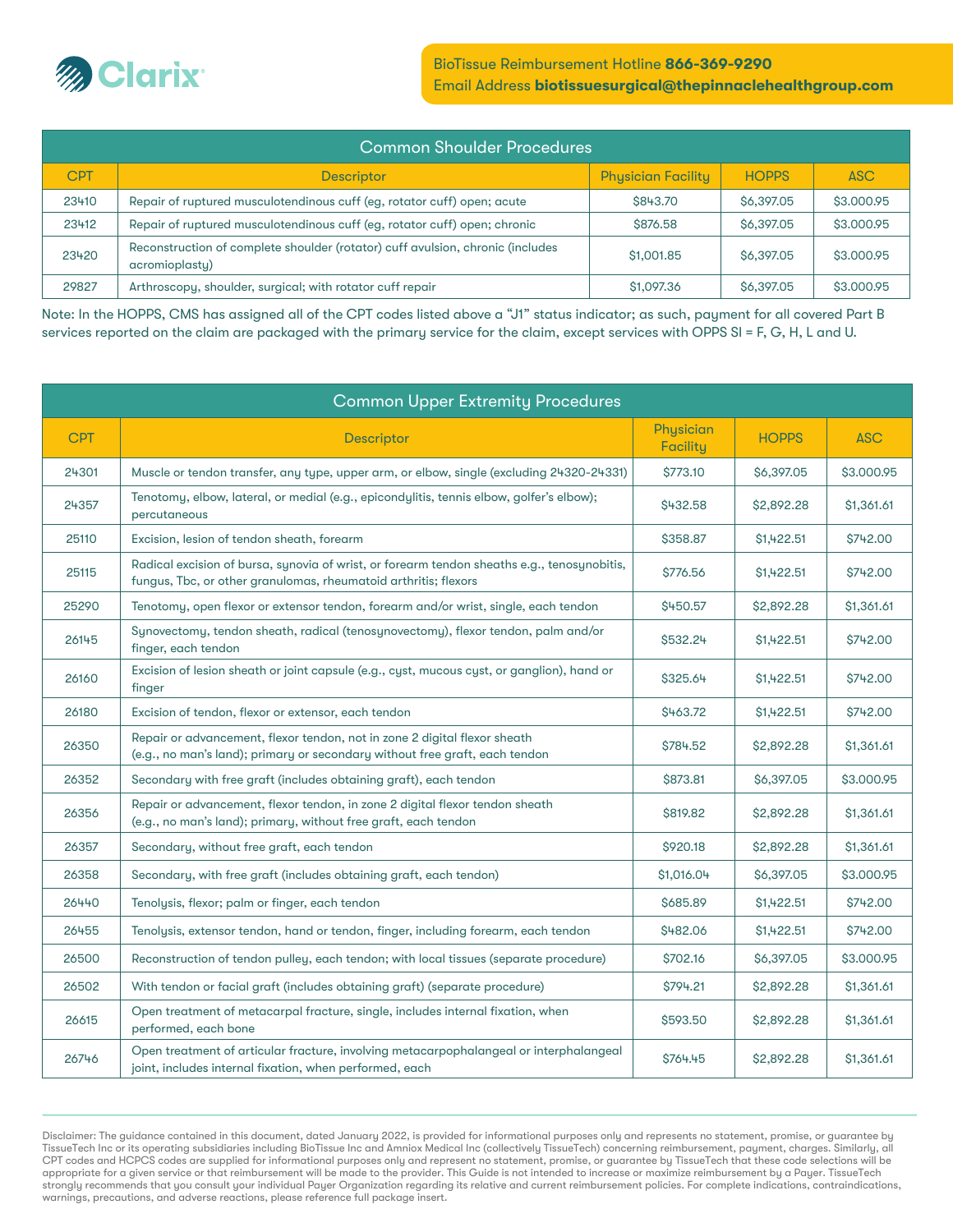BioTissue Reimbursement Hotline **866-369-9290**
Email Address **biotissuesurgical@thepinnaclehealthgroup.com**

| Common Shoulder Procedures | | | | |
|---|---|---|---|---|
| CPT | Descriptor | Physician Facility | HOPPS | ASC |
| 23410 | Repair of ruptured musculotendinous cuff (eg, rotator cuff) open; acute | $843.70 | $6,397.05 | $3.000.95 |
| 23412 | Repair of ruptured musculotendinous cuff (eg, rotator cuff) open; chronic | $876.58 | $6,397.05 | $3.000.95 |
| 23420 | Reconstruction of complete shoulder (rotator) cuff avulsion, chronic (includes acromioplasty) | $1,001.85 | $6,397.05 | $3.000.95 |
| 29827 | Arthroscopy, shoulder, surgical; with rotator cuff repair | $1,097.36 | $6,397.05 | $3.000.95 |

Note: In the HOPPS, CMS has assigned all of the CPT codes listed above a "J1" status indicator; as such, payment for all covered Part B services reported on the claim are packaged with the primary service for the claim, except services with OPPS SI = F, G, H, L and U.

| Common Upper Extremity Procedures | | | | |
|---|---|---|---|---|
| CPT | Descriptor | Physician Facility | HOPPS | ASC |
| 24301 | Muscle or tendon transfer, any type, upper arm, or elbow, single (excluding 24320-24331) | $773.10 | $6,397.05 | $3.000.95 |
| 24357 | Tenotomy, elbow, lateral, or medial (e.g., epicondylitis, tennis elbow, golfer's elbow); percutaneous | $432.58 | $2,892.28 | $1,361.61 |
| 25110 | Excision, lesion of tendon sheath, forearm | $358.87 | $1,422.51 | $742.00 |
| 25115 | Radical excision of bursa, synovia of wrist, or forearm tendon sheaths e.g., tenosynobitis, fungus, Tbc, or other granulomas, rheumatoid arthritis; flexors | $776.56 | $1,422.51 | $742.00 |
| 25290 | Tenotomy, open flexor or extensor tendon, forearm and/or wrist, single, each tendon | $450.57 | $2,892.28 | $1,361.61 |
| 26145 | Synovectomy, tendon sheath, radical (tenosynovectomy), flexor tendon, palm and/or finger, each tendon | $532.24 | $1,422.51 | $742.00 |
| 26160 | Excision of lesion sheath or joint capsule (e.g., cyst, mucous cyst, or ganglion), hand or finger | $325.64 | $1,422.51 | $742.00 |
| 26180 | Excision of tendon, flexor or extensor, each tendon | $463.72 | $1,422.51 | $742.00 |
| 26350 | Repair or advancement, flexor tendon, not in zone 2 digital flexor sheath (e.g., no man's land); primary or secondary without free graft, each tendon | $784.52 | $2,892.28 | $1,361.61 |
| 26352 | Secondary with free graft (includes obtaining graft), each tendon | $873.81 | $6,397.05 | $3.000.95 |
| 26356 | Repair or advancement, flexor tendon, in zone 2 digital flexor tendon sheath (e.g., no man's land); primary, without free graft, each tendon | $819.82 | $2,892.28 | $1,361.61 |
| 26357 | Secondary, without free graft, each tendon | $920.18 | $2,892.28 | $1,361.61 |
| 26358 | Secondary, with free graft (includes obtaining graft, each tendon) | $1,016.04 | $6,397.05 | $3.000.95 |
| 26440 | Tenolysis, flexor; palm or finger, each tendon | $685.89 | $1,422.51 | $742.00 |
| 26455 | Tenolysis, extensor tendon, hand or tendon, finger, including forearm, each tendon | $482.06 | $1,422.51 | $742.00 |
| 26500 | Reconstruction of tendon pulley, each tendon; with local tissues (separate procedure) | $702.16 | $6,397.05 | $3.000.95 |
| 26502 | With tendon or facial graft (includes obtaining graft) (separate procedure) | $794.21 | $2,892.28 | $1,361.61 |
| 26615 | Open treatment of metacarpal fracture, single, includes internal fixation, when performed, each bone | $593.50 | $2,892.28 | $1,361.61 |
| 26746 | Open treatment of articular fracture, involving metacarpophalangeal or interphalangeal joint, includes internal fixation, when performed, each | $764.45 | $2,892.28 | $1,361.61 |

Disclaimer: The guidance contained in this document, dated January 2022, is provided for informational purposes only and represents no statement, promise, or guarantee by TissueTech Inc or its operating subsidiaries including BioTissue Inc and Amniox Medical Inc (collectively TissueTech) concerning reimbursement, payment, charges. Similarly, all CPT codes and HCPCS codes are supplied for informational purposes only and represent no statement, promise, or guarantee by TissueTech that these code selections will be appropriate for a given service or that reimbursement will be made to the provider. This Guide is not intended to increase or maximize reimbursement by a Payer. TissueTech strongly recommends that you consult your individual Payer Organization regarding its relative and current reimbursement policies. For complete indications, contraindications, warnings, precautions, and adverse reactions, please reference full package insert.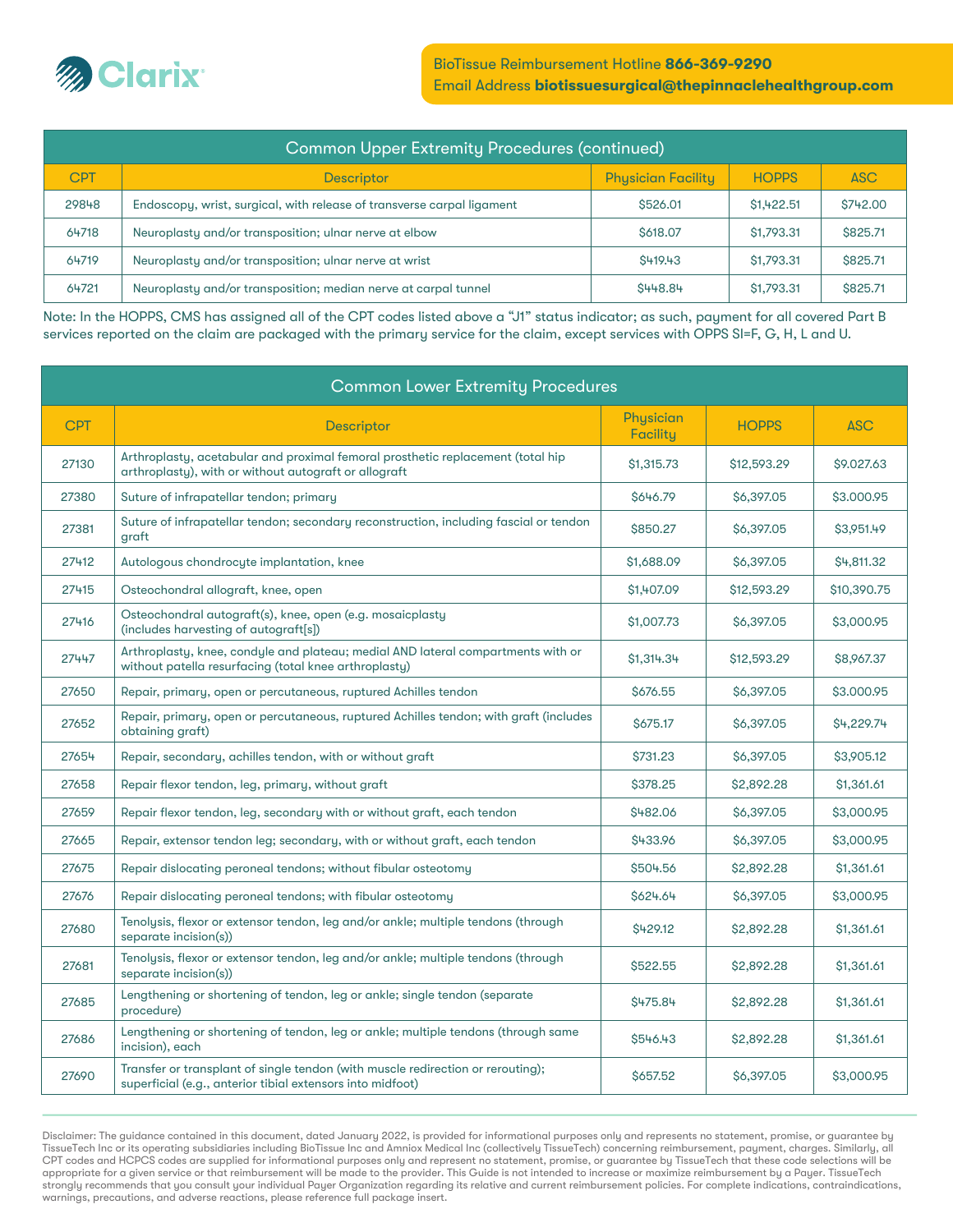BioTissue Reimbursement Hotline **866-369-9290**
Email Address **biotissuesurgical@thepinnaclehealthgroup.com**

| Common Upper Extremity Procedures (continued) | | | | |
|---|---|---|---|---|
| CPT | Descriptor | Physician Facility | HOPPS | ASC |
| 29848 | Endoscopy, wrist, surgical, with release of transverse carpal ligament | $526.01 | $1,422.51 | $742.00 |
| 64718 | Neuroplasty and/or transposition; ulnar nerve at elbow | $618.07 | $1,793.31 | $825.71 |
| 64719 | Neuroplasty and/or transposition; ulnar nerve at wrist | $419.43 | $1,793.31 | $825.71 |
| 64721 | Neuroplasty and/or transposition; median nerve at carpal tunnel | $448.84 | $1,793.31 | $825.71 |

Note: In the HOPPS, CMS has assigned all of the CPT codes listed above a "J1" status indicator; as such, payment for all covered Part B services reported on the claim are packaged with the primary service for the claim, except services with OPPS SI=F, G, H, L and U.

| Common Lower Extremity Procedures | | | | |
|---|---|---|---|---|
| CPT | Descriptor | Physician Facility | HOPPS | ASC |
| 27130 | Arthroplasty, acetabular and proximal femoral prosthetic replacement (total hip arthroplasty), with or without autograft or allograft | $1,315.73 | $12,593.29 | $9.027.63 |
| 27380 | Suture of infrapatellar tendon; primary | $646.79 | $6,397.05 | $3.000.95 |
| 27381 | Suture of infrapatellar tendon; secondary reconstruction, including fascial or tendon graft | $850.27 | $6,397.05 | $3,951.49 |
| 27412 | Autologous chondrocyte implantation, knee | $1,688.09 | $6,397.05 | $4,811.32 |
| 27415 | Osteochondral allograft, knee, open | $1,407.09 | $12,593.29 | $10,390.75 |
| 27416 | Osteochondral autograft(s), knee, open (e.g. mosaicplasty (includes harvesting of autograft[s]) | $1,007.73 | $6,397.05 | $3,000.95 |
| 27447 | Arthroplasty, knee, condyle and plateau; medial AND lateral compartments with or without patella resurfacing (total knee arthroplasty) | $1,314.34 | $12,593.29 | $8,967.37 |
| 27650 | Repair, primary, open or percutaneous, ruptured Achilles tendon | $676.55 | $6,397.05 | $3.000.95 |
| 27652 | Repair, primary, open or percutaneous, ruptured Achilles tendon; with graft (includes obtaining graft) | $675.17 | $6,397.05 | $4,229.74 |
| 27654 | Repair, secondary, achilles tendon, with or without graft | $731.23 | $6,397.05 | $3,905.12 |
| 27658 | Repair flexor tendon, leg, primary, without graft | $378.25 | $2,892.28 | $1,361.61 |
| 27659 | Repair flexor tendon, leg, secondary with or without graft, each tendon | $482.06 | $6,397.05 | $3,000.95 |
| 27665 | Repair, extensor tendon leg; secondary, with or without graft, each tendon | $433.96 | $6,397.05 | $3,000.95 |
| 27675 | Repair dislocating peroneal tendons; without fibular osteotomy | $504.56 | $2,892.28 | $1,361.61 |
| 27676 | Repair dislocating peroneal tendons; with fibular osteotomy | $624.64 | $6,397.05 | $3,000.95 |
| 27680 | Tenolysis, flexor or extensor tendon, leg and/or ankle; multiple tendons (through separate incision(s)) | $429.12 | $2,892.28 | $1,361.61 |
| 27681 | Tenolysis, flexor or extensor tendon, leg and/or ankle; multiple tendons (through separate incision(s)) | $522.55 | $2,892.28 | $1,361.61 |
| 27685 | Lengthening or shortening of tendon, leg or ankle; single tendon (separate procedure) | $475.84 | $2,892.28 | $1,361.61 |
| 27686 | Lengthening or shortening of tendon, leg or ankle; multiple tendons (through same incision), each | $546.43 | $2,892.28 | $1,361.61 |
| 27690 | Transfer or transplant of single tendon (with muscle redirection or rerouting); superficial (e.g., anterior tibial extensors into midfoot) | $657.52 | $6,397.05 | $3,000.95 |

Disclaimer: The guidance contained in this document, dated January 2022, is provided for informational purposes only and represents no statement, promise, or guarantee by TissueTech Inc or its operating subsidiaries including BioTissue Inc and Amniox Medical Inc (collectively TissueTech) concerning reimbursement, payment, charges. Similarly, all CPT codes and HCPCS codes are supplied for informational purposes only and represent no statement, promise, or guarantee by TissueTech that these code selections will be appropriate for a given service or that reimbursement will be made to the provider. This Guide is not intended to increase or maximize reimbursement by a Payer. TissueTech strongly recommends that you consult your individual Payer Organization regarding its relative and current reimbursement policies. For complete indications, contraindications, warnings, precautions, and adverse reactions, please reference full package insert.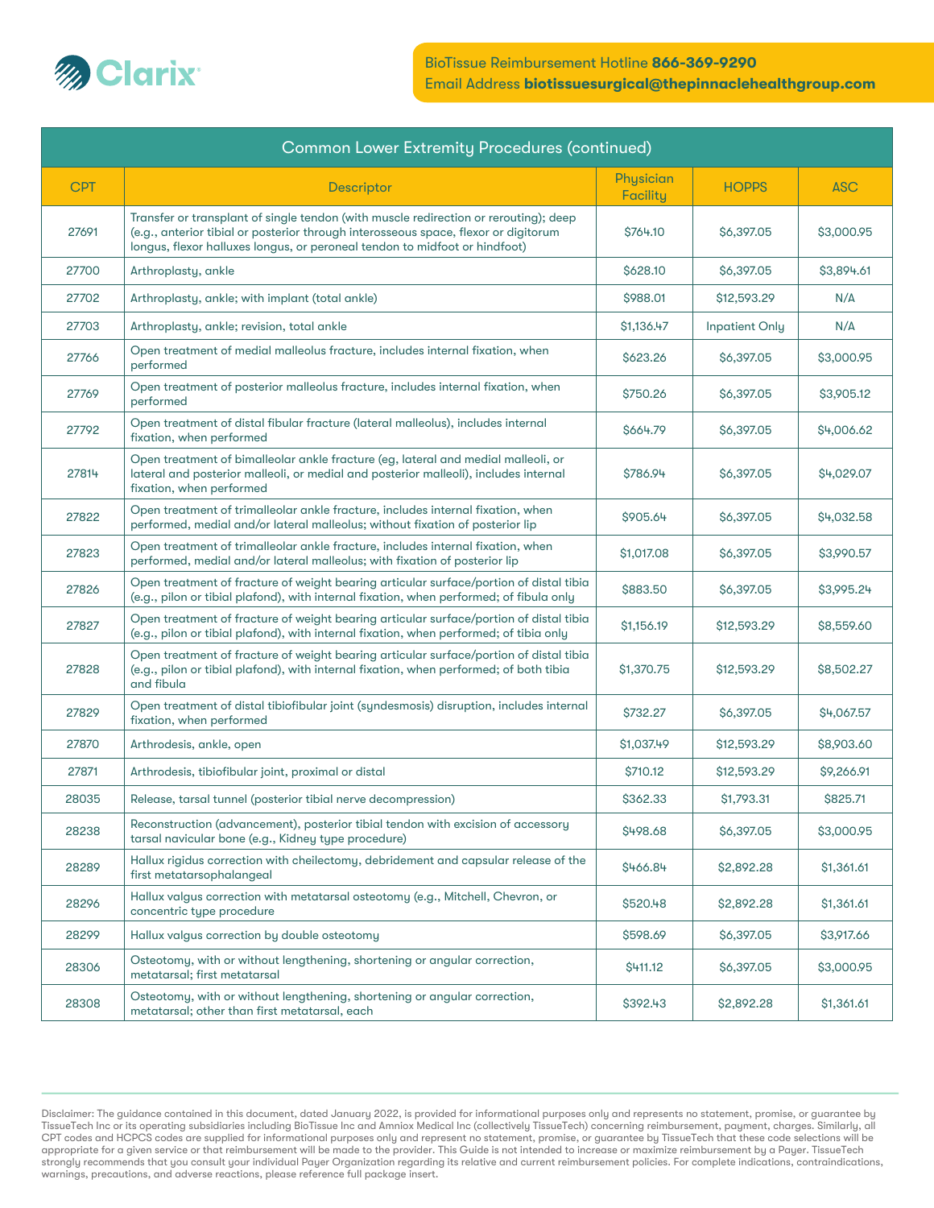Clarix

BioTissue Reimbursement Hotline **866-369-9290**
Email Address **biotissuesurgical@thepinnaclehealthgroup.com**

## Common Lower Extremity Procedures (continued)

| CPT | Descriptor | Physician Facility | HOPPS | ASC |
|---|---|---|---|---|
| 27691 | Transfer or transplant of single tendon (with muscle redirection or rerouting); deep (e.g., anterior tibial or posterior through interosseous space, flexor or digitorum longus, flexor halluxes longus, or peroneal tendon to midfoot or hindfoot) | $764.10 | $6,397.05 | $3,000.95 |
| 27700 | Arthroplasty, ankle | $628.10 | $6,397.05 | $3,894.61 |
| 27702 | Arthroplasty, ankle; with implant (total ankle) | $988.01 | $12,593.29 | N/A |
| 27703 | Arthroplasty, ankle; revision, total ankle | $1,136.47 | Inpatient Only | N/A |
| 27766 | Open treatment of medial malleolus fracture, includes internal fixation, when performed | $623.26 | $6,397.05 | $3,000.95 |
| 27769 | Open treatment of posterior malleolus fracture, includes internal fixation, when performed | $750.26 | $6,397.05 | $3,905.12 |
| 27792 | Open treatment of distal fibular fracture (lateral malleolus), includes internal fixation, when performed | $664.79 | $6,397.05 | $4,006.62 |
| 27814 | Open treatment of bimalleolar ankle fracture (eg, lateral and medial malleoli, or lateral and posterior malleoli, or medial and posterior malleoli), includes internal fixation, when performed | $786.94 | $6,397.05 | $4,029.07 |
| 27822 | Open treatment of trimalleolar ankle fracture, includes internal fixation, when performed, medial and/or lateral malleolus; without fixation of posterior lip | $905.64 | $6,397.05 | $4,032.58 |
| 27823 | Open treatment of trimalleolar ankle fracture, includes internal fixation, when performed, medial and/or lateral malleolus; with fixation of posterior lip | $1,017.08 | $6,397.05 | $3,990.57 |
| 27826 | Open treatment of fracture of weight bearing articular surface/portion of distal tibia (e.g., pilon or tibial plafond), with internal fixation, when performed; of fibula only | $883.50 | $6,397.05 | $3,995.24 |
| 27827 | Open treatment of fracture of weight bearing articular surface/portion of distal tibia (e.g., pilon or tibial plafond), with internal fixation, when performed; of tibia only | $1,156.19 | $12,593.29 | $8,559.60 |
| 27828 | Open treatment of fracture of weight bearing articular surface/portion of distal tibia (e.g., pilon or tibial plafond), with internal fixation, when performed; of both tibia and fibula | $1,370.75 | $12,593.29 | $8,502.27 |
| 27829 | Open treatment of distal tibiofibular joint (syndesmosis) disruption, includes internal fixation, when performed | $732.27 | $6,397.05 | $4,067.57 |
| 27870 | Arthrodesis, ankle, open | $1,037.49 | $12,593.29 | $8,903.60 |
| 27871 | Arthrodesis, tibiofibular joint, proximal or distal | $710.12 | $12,593.29 | $9,266.91 |
| 28035 | Release, tarsal tunnel (posterior tibial nerve decompression) | $362.33 | $1,793.31 | $825.71 |
| 28238 | Reconstruction (advancement), posterior tibial tendon with excision of accessory tarsal navicular bone (e.g., Kidney type procedure) | $498.68 | $6,397.05 | $3,000.95 |
| 28289 | Hallux rigidus correction with cheilectomy, debridement and capsular release of the first metatarsophalangeal | $466.84 | $2,892.28 | $1,361.61 |
| 28296 | Hallux valgus correction with metatarsal osteotomy (e.g., Mitchell, Chevron, or concentric type procedure | $520.48 | $2,892.28 | $1,361.61 |
| 28299 | Hallux valgus correction by double osteotomy | $598.69 | $6,397.05 | $3,917.66 |
| 28306 | Osteotomy, with or without lengthening, shortening or angular correction, metatarsal; first metatarsal | $411.12 | $6,397.05 | $3,000.95 |
| 28308 | Osteotomy, with or without lengthening, shortening or angular correction, metatarsal; other than first metatarsal, each | $392.43 | $2,892.28 | $1,361.61 |

Disclaimer: The guidance contained in this document, dated January 2022, is provided for informational purposes only and represents no statement, promise, or guarantee by TissueTech Inc or its operating subsidiaries including BioTissue Inc and Amniox Medical Inc (collectively TissueTech) concerning reimbursement, payment, charges. Similarly, all CPT codes and HCPCS codes are supplied for informational purposes only and represent no statement, promise, or guarantee by TissueTech that these code selections will be appropriate for a given service or that reimbursement will be made to the provider. This Guide is not intended to increase or maximize reimbursement by a Payer. TissueTech strongly recommends that you consult your individual Payer Organization regarding its relative and current reimbursement policies. For complete indications, contraindications, warnings, precautions, and adverse reactions, please reference full package insert.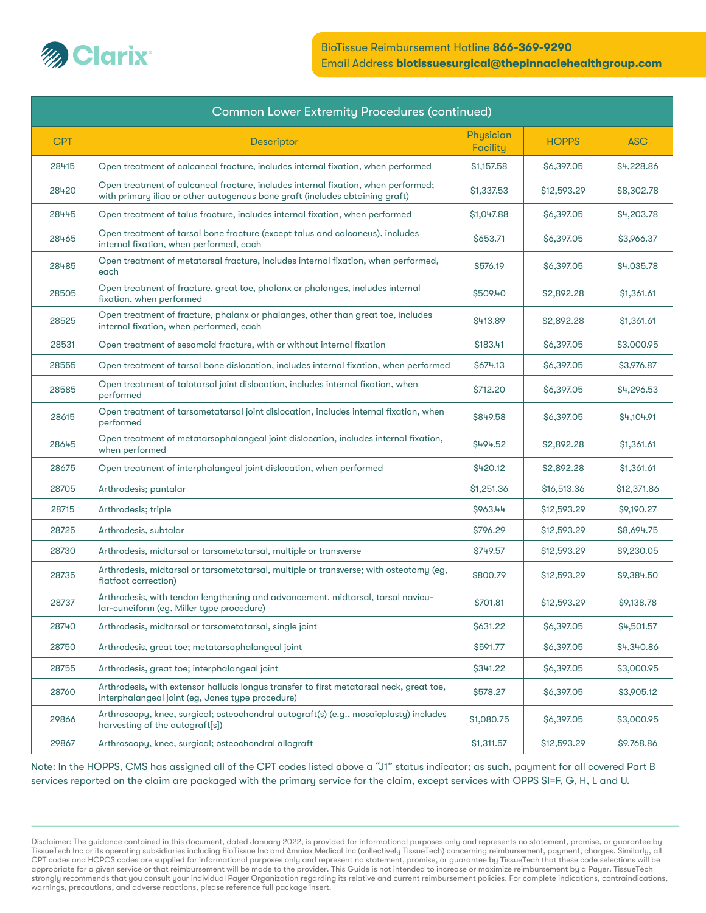BioTissue Reimbursement Hotline **866-369-9290**
Email Address **biotissuesurgical@thepinnaclehealthgroup.com**

| Common Lower Extremity Procedures (continued) | | | | |
|---|---|---|---|---|
| CPT | Descriptor | Physician Facility | HOPPS | ASC |
| 28415 | Open treatment of calcaneal fracture, includes internal fixation, when performed | $1,157.58 | $6,397.05 | $4,228.86 |
| 28420 | Open treatment of calcaneal fracture, includes internal fixation, when performed; with primary iliac or other autogenous bone graft (includes obtaining graft) | $1,337.53 | $12,593.29 | $8,302.78 |
| 28445 | Open treatment of talus fracture, includes internal fixation, when performed | $1,047.88 | $6,397.05 | $4,203.78 |
| 28465 | Open treatment of tarsal bone fracture (except talus and calcaneus), includes internal fixation, when performed, each | $653.71 | $6,397.05 | $3,966.37 |
| 28485 | Open treatment of metatarsal fracture, includes internal fixation, when performed, each | $576.19 | $6,397.05 | $4,035.78 |
| 28505 | Open treatment of fracture, great toe, phalanx or phalanges, includes internal fixation, when performed | $509.40 | $2,892.28 | $1,361.61 |
| 28525 | Open treatment of fracture, phalanx or phalanges, other than great toe, includes internal fixation, when performed, each | $413.89 | $2,892.28 | $1,361.61 |
| 28531 | Open treatment of sesamoid fracture, with or without internal fixation | $183.41 | $6,397.05 | $3.000.95 |
| 28555 | Open treatment of tarsal bone dislocation, includes internal fixation, when performed | $674.13 | $6,397.05 | $3,976.87 |
| 28585 | Open treatment of talotarsal joint dislocation, includes internal fixation, when performed | $712.20 | $6,397.05 | $4,296.53 |
| 28615 | Open treatment of tarsometatarsal joint dislocation, includes internal fixation, when performed | $849.58 | $6,397.05 | $4,104.91 |
| 28645 | Open treatment of metatarsophalangeal joint dislocation, includes internal fixation, when performed | $494.52 | $2,892.28 | $1,361.61 |
| 28675 | Open treatment of interphalangeal joint dislocation, when performed | $420.12 | $2,892.28 | $1,361.61 |
| 28705 | Arthrodesis; pantalar | $1,251.36 | $16,513.36 | $12,371.86 |
| 28715 | Arthrodesis; triple | $963.44 | $12,593.29 | $9,190.27 |
| 28725 | Arthrodesis, subtalar | $796.29 | $12,593.29 | $8,694.75 |
| 28730 | Arthrodesis, midtarsal or tarsometatarsal, multiple or transverse | $749.57 | $12,593.29 | $9,230.05 |
| 28735 | Arthrodesis, midtarsal or tarsometatarsal, multiple or transverse; with osteotomy (eg, flatfoot correction) | $800.79 | $12,593.29 | $9,384.50 |
| 28737 | Arthrodesis, with tendon lengthening and advancement, midtarsal, tarsal navicular-cuneiform (eg, Miller type procedure) | $701.81 | $12,593.29 | $9,138.78 |
| 28740 | Arthrodesis, midtarsal or tarsometatarsal, single joint | $631.22 | $6,397.05 | $4,501.57 |
| 28750 | Arthrodesis, great toe; metatarsophalangeal joint | $591.77 | $6,397.05 | $4,340.86 |
| 28755 | Arthrodesis, great toe; interphalangeal joint | $341.22 | $6,397.05 | $3,000.95 |
| 28760 | Arthrodesis, with extensor hallucis longus transfer to first metatarsal neck, great toe, interphalangeal joint (eg, Jones type procedure) | $578.27 | $6,397.05 | $3,905.12 |
| 29866 | Arthroscopy, knee, surgical; osteochondral autograft(s) (e.g., mosaicplasty) includes harvesting of the autograft[s]) | $1,080.75 | $6,397.05 | $3,000.95 |
| 29867 | Arthroscopy, knee, surgical; osteochondral allograft | $1,311.57 | $12,593.29 | $9,768.86 |

Note: In the HOPPS, CMS has assigned all of the CPT codes listed above a "J1" status indicator; as such, payment for all covered Part B services reported on the claim are packaged with the primary service for the claim, except services with OPPS SI=F, G, H, L and U.

Disclaimer: The guidance contained in this document, dated January 2022, is provided for informational purposes only and represents no statement, promise, or guarantee by TissueTech Inc or its operating subsidiaries including BioTissue Inc and Amniox Medical Inc (collectively TissueTech) concerning reimbursement, payment, charges. Similarly, all CPT codes and HCPCS codes are supplied for informational purposes only and represent no statement, promise, or guarantee by TissueTech that these code selections will be appropriate for a given service or that reimbursement will be made to the provider. This Guide is not intended to increase or maximize reimbursement by a Payer. TissueTech strongly recommends that you consult your individual Payer Organization regarding its relative and current reimbursement policies. For complete indications, contraindications, warnings, precautions, and adverse reactions, please reference full package insert.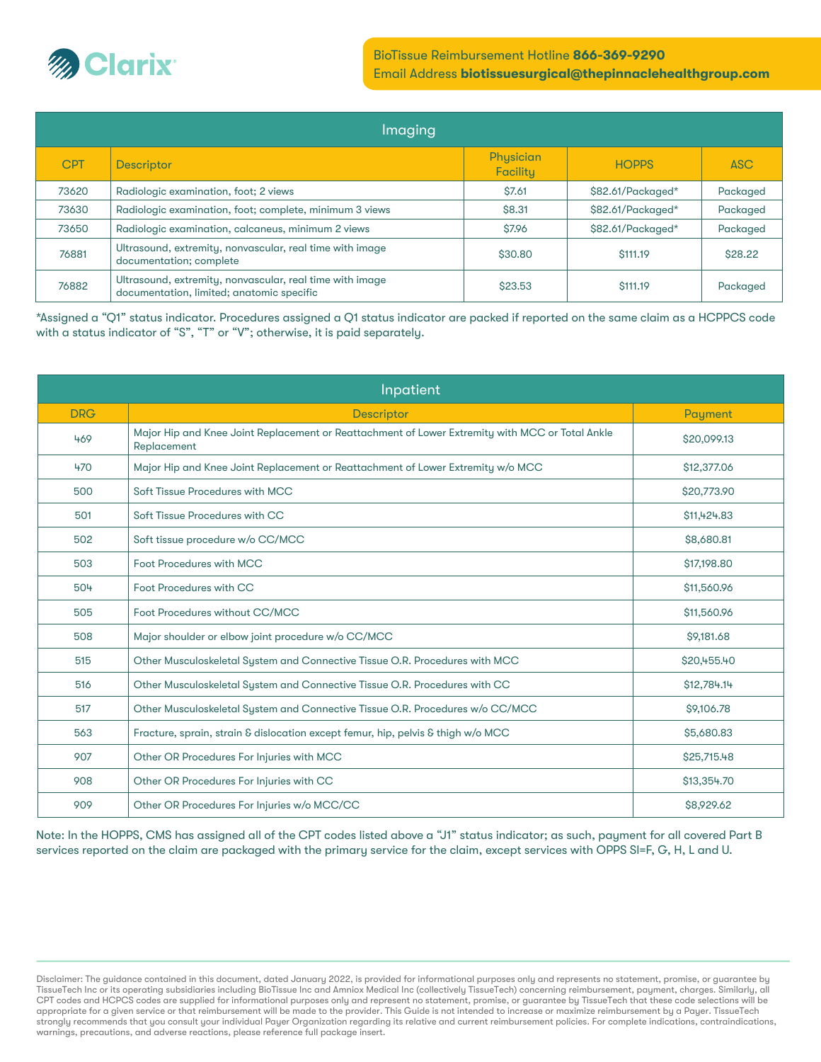Clarix

BioTissue Reimbursement Hotline **866-369-9290**
Email Address **biotissuesurgical@thepinnaclehealthgroup.com**

| Imaging | | | | |
|---|---|---|---|---|
| CPT | Descriptor | Physician Facility | HOPPS | ASC |
| 73620 | Radiologic examination, foot; 2 views | $7.61 | $82.61/Packaged* | Packaged |
| 73630 | Radiologic examination, foot; complete, minimum 3 views | $8.31 | $82.61/Packaged* | Packaged |
| 73650 | Radiologic examination, calcaneus, minimum 2 views | $7.96 | $82.61/Packaged* | Packaged |
| 76881 | Ultrasound, extremity, nonvascular, real time with image documentation; complete | $30.80 | $111.19 | $28.22 |
| 76882 | Ultrasound, extremity, nonvascular, real time with image documentation, limited; anatomic specific | $23.53 | $111.19 | Packaged |

*Assigned a "Q1" status indicator. Procedures assigned a Q1 status indicator are packed if reported on the same claim as a HCPPCS code with a status indicator of "S", "T" or "V"; otherwise, it is paid separately.

| Inpatient | | |
|---|---|---|
| DRG | Descriptor | Payment |
| 469 | Major Hip and Knee Joint Replacement or Reattachment of Lower Extremity with MCC or Total Ankle Replacement | $20,099.13 |
| 470 | Major Hip and Knee Joint Replacement or Reattachment of Lower Extremity w/o MCC | $12,377.06 |
| 500 | Soft Tissue Procedures with MCC | $20,773.90 |
| 501 | Soft Tissue Procedures with CC | $11,424.83 |
| 502 | Soft tissue procedure w/o CC/MCC | $8,680.81 |
| 503 | Foot Procedures with MCC | $17,198.80 |
| 504 | Foot Procedures with CC | $11,560.96 |
| 505 | Foot Procedures without CC/MCC | $11,560.96 |
| 508 | Major shoulder or elbow joint procedure w/o CC/MCC | $9,181.68 |
| 515 | Other Musculoskeletal System and Connective Tissue O.R. Procedures with MCC | $20,455.40 |
| 516 | Other Musculoskeletal System and Connective Tissue O.R. Procedures with CC | $12,784.14 |
| 517 | Other Musculoskeletal System and Connective Tissue O.R. Procedures w/o CC/MCC | $9,106.78 |
| 563 | Fracture, sprain, strain & dislocation except femur, hip, pelvis & thigh w/o MCC | $5,680.83 |
| 907 | Other OR Procedures For Injuries with MCC | $25,715.48 |
| 908 | Other OR Procedures For Injuries with CC | $13,354.70 |
| 909 | Other OR Procedures For Injuries w/o MCC/CC | $8,929.62 |

Note: In the HOPPS, CMS has assigned all of the CPT codes listed above a "J1" status indicator; as such, payment for all covered Part B services reported on the claim are packaged with the primary service for the claim, except services with OPPS SI=F, G, H, L and U.

Disclaimer: The guidance contained in this document, dated January 2022, is provided for informational purposes only and represents no statement, promise, or guarantee by TissueTech Inc or its operating subsidiaries including BioTissue Inc and Amniox Medical Inc (collectively TissueTech) concerning reimbursement, payment, charges. Similarly, all CPT codes and HCPCS codes are supplied for informational purposes only and represent no statement, promise, or guarantee by TissueTech that these code selections will be appropriate for a given service or that reimbursement will be made to the provider. This Guide is not intended to increase or maximize reimbursement by a Payer. TissueTech strongly recommends that you consult your individual Payer Organization regarding its relative and current reimbursement policies. For complete indications, contraindications, warnings, precautions, and adverse reactions, please reference full package insert.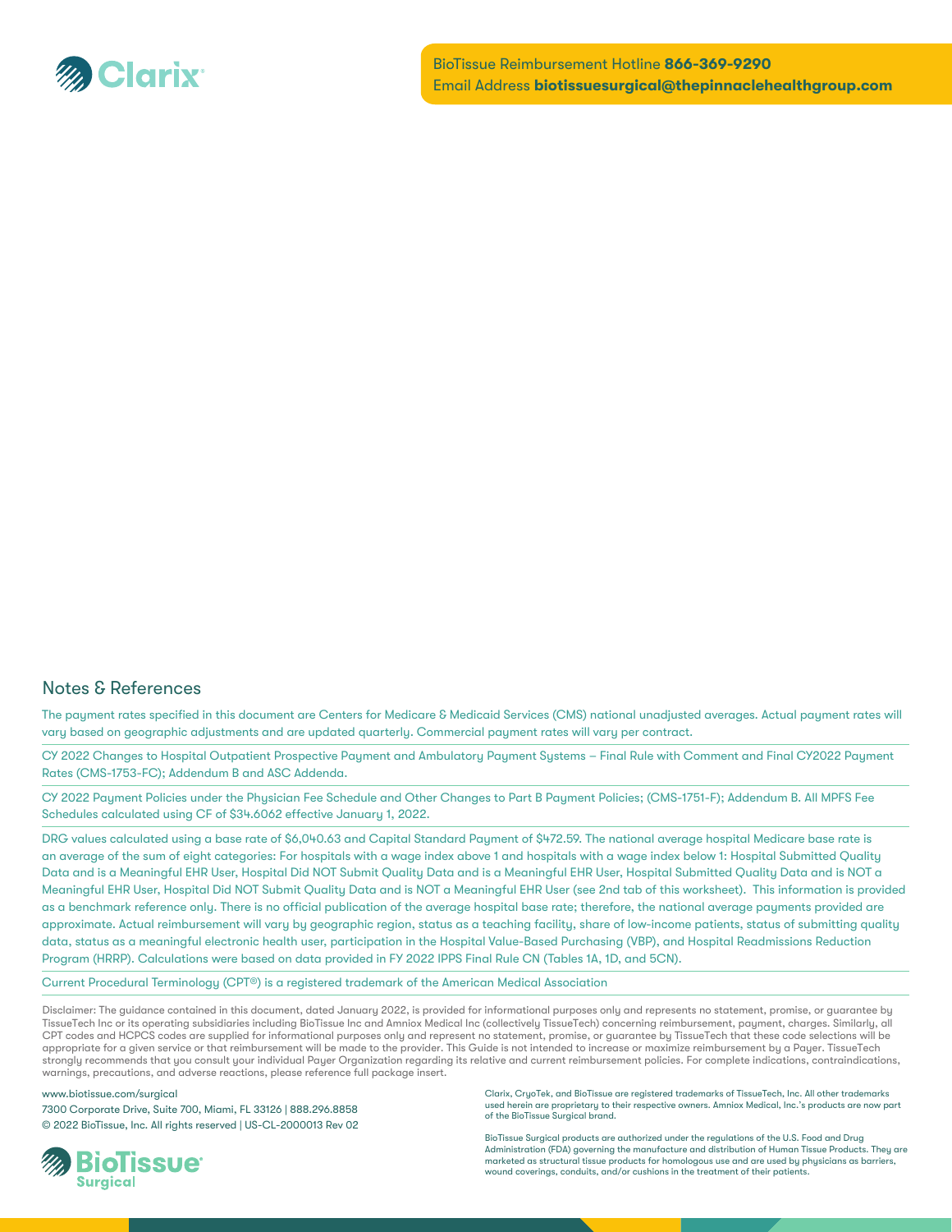BioTissue Reimbursement Hotline **866-369-9290**
Email Address **biotissuesurgical@thepinnaclehealthgroup.com**

## Notes & References

The payment rates specified in this document are Centers for Medicare & Medicaid Services (CMS) national unadjusted averages. Actual payment rates will vary based on geographic adjustments and are updated quarterly. Commercial payment rates will vary per contract.

CY 2022 Changes to Hospital Outpatient Prospective Payment and Ambulatory Payment Systems – Final Rule with Comment and Final CY2022 Payment Rates (CMS-1753-FC); Addendum B and ASC Addenda.

CY 2022 Payment Policies under the Physician Fee Schedule and Other Changes to Part B Payment Policies; (CMS-1751-F); Addendum B. All MPFS Fee Schedules calculated using CF of $34.6062 effective January 1, 2022.

DRG values calculated using a base rate of $6,040.63 and Capital Standard Payment of $472.59. The national average hospital Medicare base rate is an average of the sum of eight categories: For hospitals with a wage index above 1 and hospitals with a wage index below 1: Hospital Submitted Quality Data and is a Meaningful EHR User, Hospital Did NOT Submit Quality Data and is a Meaningful EHR User, Hospital Submitted Quality Data and is NOT a Meaningful EHR User, Hospital Did NOT Submit Quality Data and is NOT a Meaningful EHR User (see 2nd tab of this worksheet). This information is provided as a benchmark reference only. There is no official publication of the average hospital base rate; therefore, the national average payments provided are approximate. Actual reimbursement will vary by geographic region, status as a teaching facility, share of low-income patients, status of submitting quality data, status as a meaningful electronic health user, participation in the Hospital Value-Based Purchasing (VBP), and Hospital Readmissions Reduction Program (HRRP). Calculations were based on data provided in FY 2022 IPPS Final Rule CN (Tables 1A, 1D, and 5CN).

Current Procedural Terminology (CPT®) is a registered trademark of the American Medical Association

Disclaimer: The guidance contained in this document, dated January 2022, is provided for informational purposes only and represents no statement, promise, or guarantee by TissueTech Inc or its operating subsidiaries including BioTissue Inc and Amniox Medical Inc (collectively TissueTech) concerning reimbursement, payment, charges. Similarly, all CPT codes and HCPCS codes are supplied for informational purposes only and represent no statement, promise, or guarantee by TissueTech that these code selections will be appropriate for a given service or that reimbursement will be made to the provider. This Guide is not intended to increase or maximize reimbursement by a Payer. TissueTech strongly recommends that you consult your individual Payer Organization regarding its relative and current reimbursement policies. For complete indications, contraindications, warnings, precautions, and adverse reactions, please reference full package insert.

www.biotissue.com/surgical
7300 Corporate Drive, Suite 700, Miami, FL 33126 | 888.296.8858
© 2022 BioTissue, Inc. All rights reserved | US-CL-2000013 Rev 02

Clarix, CryoTek, and BioTissue are registered trademarks of TissueTech, Inc. All other trademarks used herein are proprietary to their respective owners. Amniox Medical, Inc.'s products are now part of the BioTissue Surgical brand.

BioTissue Surgical products are authorized under the regulations of the U.S. Food and Drug Administration (FDA) governing the manufacture and distribution of Human Tissue Products. They are marketed as structural tissue products for homologous use and are used by physicians as barriers, wound coverings, conduits, and/or cushions in the treatment of their patients.